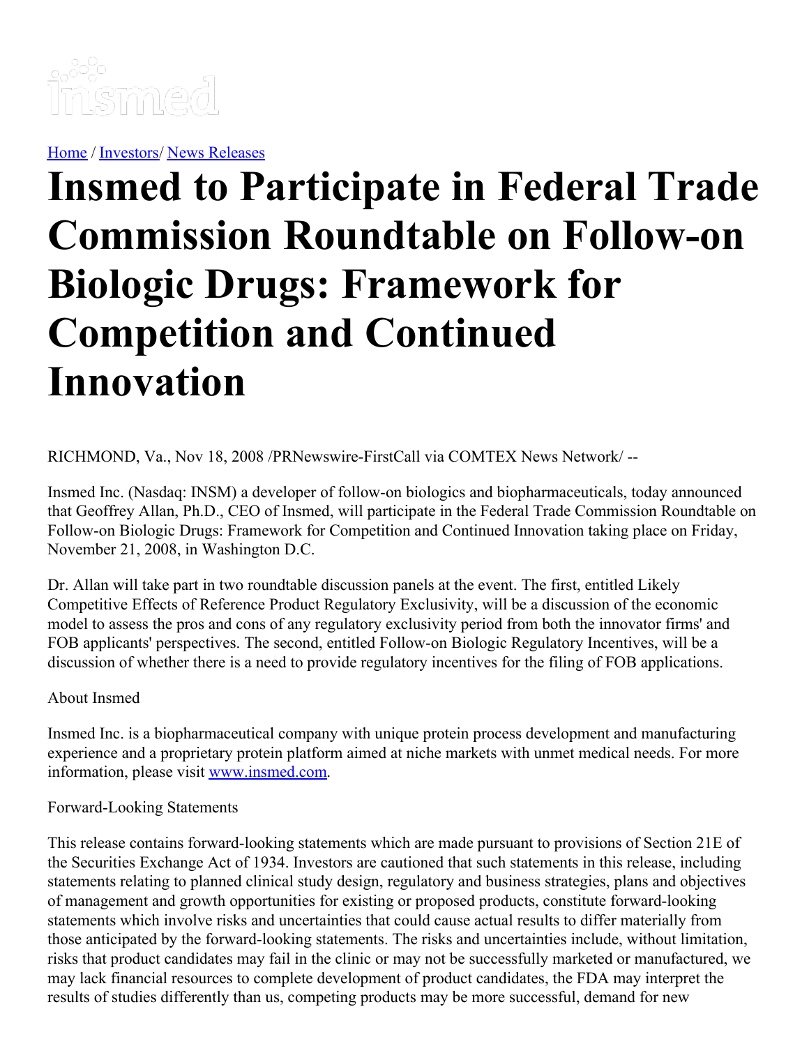Home / Investors/ News Releases

# Insmed to Participate in Federal Trade Commission Roundtable on Follow-on Biologic Drugs: Framework for Competition and Continued Innovation

RICHMOND, Va., Nov 18, 2008 /PRNewswire-FirstCall via COMTEX News Network/ --

Insmed Inc. (Nasdaq: INSM) a developer of follow-on biologics and biopharmaceuticals, today announced that Geoffrey Allan, Ph.D., CEO of Insmed, will participate in the Federal Trade Commission Roundtable on Follow-on Biologic Drugs: Framework for Competition and Continued Innovation taking place on Friday, November 21, 2008, in Washington D.C.

Dr. Allan will take part in two roundtable discussion panels at the event. The first, entitled Likely Competitive Effects of Reference Product Regulatory Exclusivity, will be a discussion of the economic model to assess the pros and cons of any regulatory exclusivity period from both the innovator firms' and FOB applicants' perspectives. The second, entitled Follow-on Biologic Regulatory Incentives, will be a discussion of whether there is a need to provide regulatory incentives for the filing of FOB applications.

About Insmed

Insmed Inc. is a biopharmaceutical company with unique protein process development and manufacturing experience and a proprietary protein platform aimed at niche markets with unmet medical needs. For more information, please visit www.insmed.com.

Forward-Looking Statements

This release contains forward-looking statements which are made pursuant to provisions of Section 21E of the Securities Exchange Act of 1934. Investors are cautioned that such statements in this release, including statements relating to planned clinical study design, regulatory and business strategies, plans and objectives of management and growth opportunities for existing or proposed products, constitute forward-looking statements which involve risks and uncertainties that could cause actual results to differ materially from those anticipated by the forward-looking statements. The risks and uncertainties include, without limitation, risks that product candidates may fail in the clinic or may not be successfully marketed or manufactured, we may lack financial resources to complete development of product candidates, the FDA may interpret the results of studies differently than us, competing products may be more successful, demand for new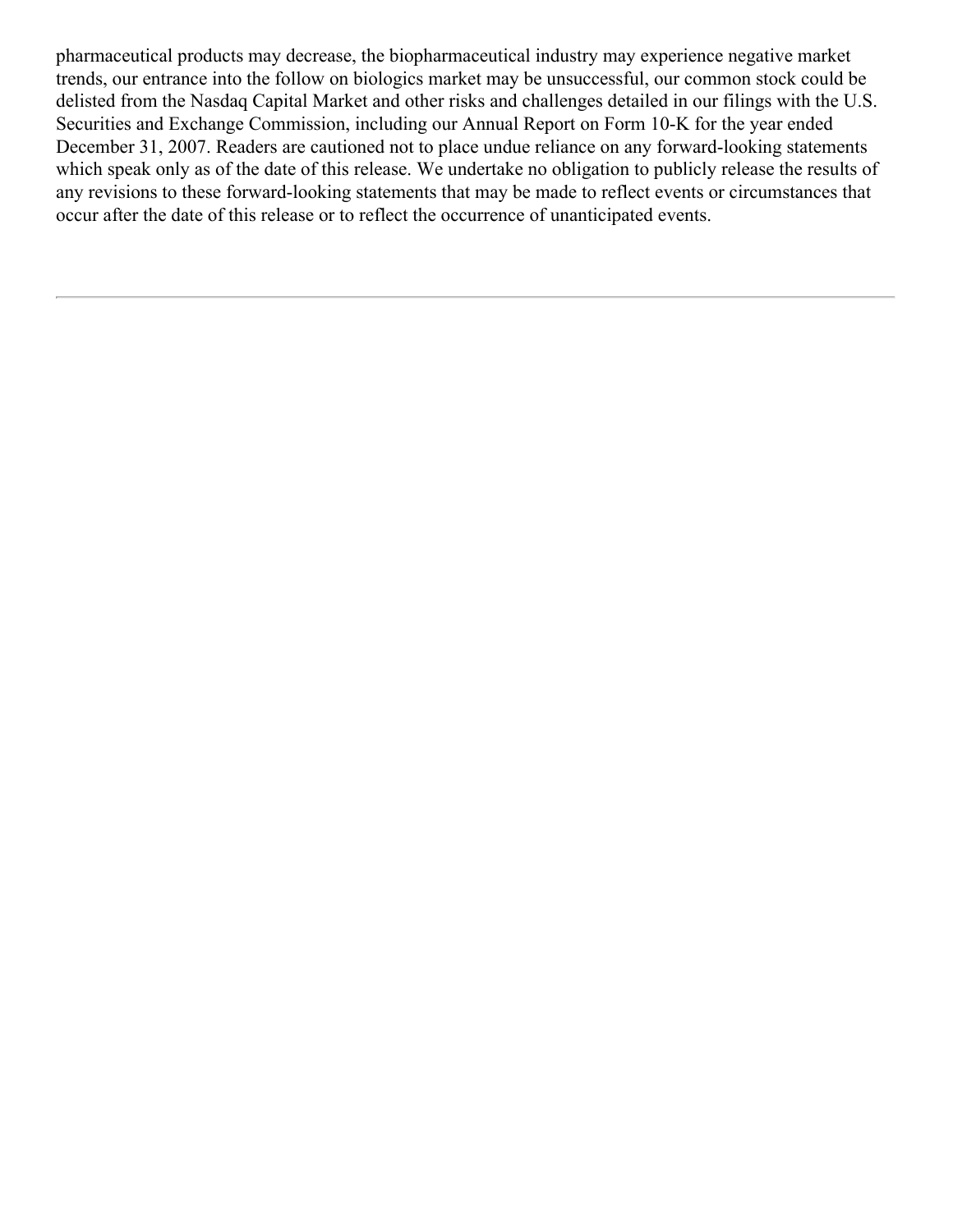pharmaceutical products may decrease, the biopharmaceutical industry may experience negative market trends, our entrance into the follow on biologics market may be unsuccessful, our common stock could be delisted from the Nasdaq Capital Market and other risks and challenges detailed in our filings with the U.S. Securities and Exchange Commission, including our Annual Report on Form 10-K for the year ended December 31, 2007. Readers are cautioned not to place undue reliance on any forward-looking statements which speak only as of the date of this release. We undertake no obligation to publicly release the results of any revisions to these forward-looking statements that may be made to reflect events or circumstances that occur after the date of this release or to reflect the occurrence of unanticipated events.